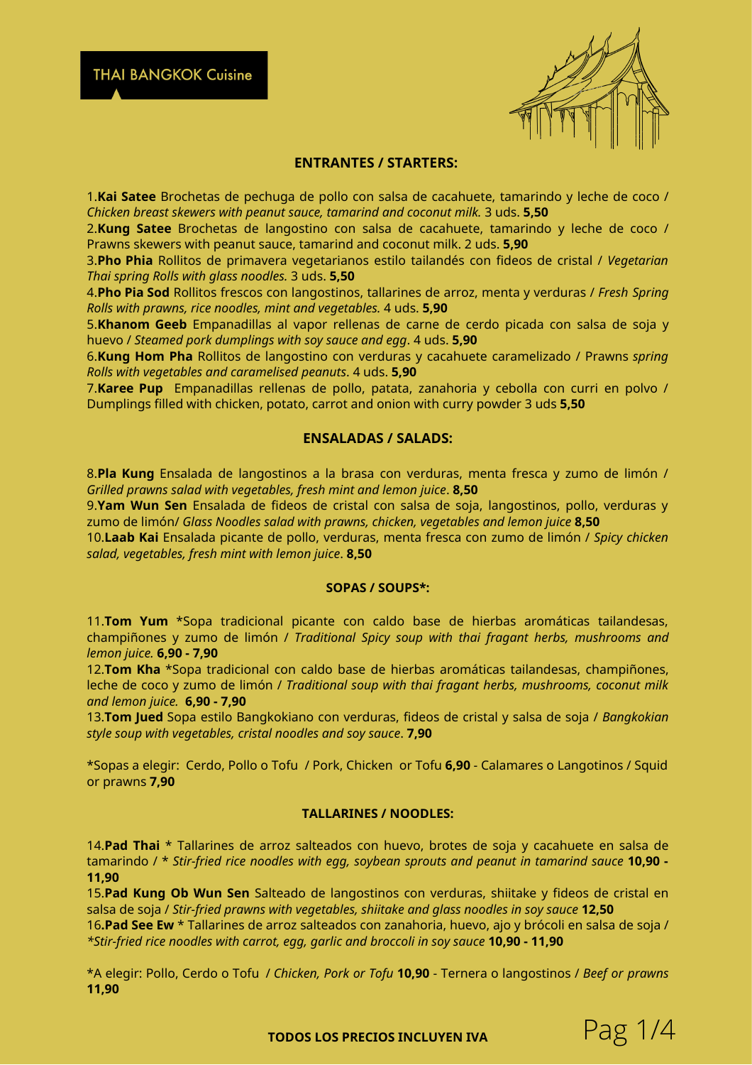# THAI BANGKOK Cuisine

## ENTRANTES / STARTERS:

1.**Kai Satee** Brochetas de pechuga de pollo con salsa de cacahuete, tamarindo y leche de coco / *Chicken breast skewers with peanut sauce, tamarind and coconut milk.* 3 uds. **5,50**

2.**Kung Satee** Brochetas de langostino con salsa de cacahuete, tamarindo y leche de coco / Prawns skewers with peanut sauce, tamarind and coconut milk. 2 uds. **5,90**

3.**Pho Phia** Rollitos de primavera vegetarianos estilo tailandés con fideos de cristal / *Vegetarian Thai spring Rolls with glass noodles.* 3 uds. **5,50**

4.**Pho Pia Sod** Rollitos frescos con langostinos, tallarines de arroz, menta y verduras / *Fresh Spring Rolls with prawns, rice noodles, mint and vegetables.* 4 uds. **5,90**

5.**Khanom Geeb** Empanadillas al vapor rellenas de carne de cerdo picada con salsa de soja y huevo / *Steamed pork dumplings with soy sauce and egg*. 4 uds. **5,90**

6.**Kung Hom Pha** Rollitos de langostino con verduras y cacahuete caramelizado / Prawns *spring Rolls with vegetables and caramelised peanuts*. 4 uds. **5,90**

7.**Karee Pup** Empanadillas rellenas de pollo, patata, zanahoria y cebolla con curri en polvo / Dumplings filled with chicken, potato, carrot and onion with curry powder 3 uds **5,50**

## ENSALADAS / SALADS:

8.**Pla Kung** Ensalada de langostinos a la brasa con verduras, menta fresca y zumo de limón / *Grilled prawns salad with vegetables, fresh mint and lemon juice*. **8,50**

9.**Yam Wun Sen** Ensalada de fideos de cristal con salsa de soja, langostinos, pollo, verduras y zumo de limón/ *Glass Noodles salad with prawns, chicken, vegetables and lemon juice* **8,50**

10.**Laab Kai** Ensalada picante de pollo, verduras, menta fresca con zumo de limón / *Spicy chicken salad, vegetables, fresh mint with lemon juice*. **8,50**

## SOPAS / SOUPS*:

11.**Tom Yum** *Sopa tradicional picante con caldo base de hierbas aromáticas tailandesas, champiñones y zumo de limón / *Traditional Spicy soup with thai fragant herbs, mushrooms and lemon juice.* **6,90 - 7,90**

12.**Tom Kha** *Sopa tradicional con caldo base de hierbas aromáticas tailandesas, champiñones, leche de coco y zumo de limón / *Traditional soup with thai fragant herbs, mushrooms, coconut milk and lemon juice.* **6,90 - 7,90**

13.**Tom Jued** Sopa estilo Bangkokiano con verduras, fideos de cristal y salsa de soja / *Bangkokian style soup with vegetables, cristal noodles and soy sauce*. **7,90**

*Sopas a elegir: Cerdo, Pollo o Tofu / Pork, Chicken or Tofu **6,90** - Calamares o Langotinos / Squid or prawns **7,90**

## TALLARINES / NOODLES:

14.**Pad Thai** * Tallarines de arroz salteados con huevo, brotes de soja y cacahuete en salsa de tamarindo / * *Stir-fried rice noodles with egg, soybean sprouts and peanut in tamarind sauce* **10,90 - 11,90**

15.**Pad Kung Ob Wun Sen** Salteado de langostinos con verduras, shiitake y fideos de cristal en salsa de soja / *Stir-fried prawns with vegetables, shiitake and glass noodles in soy sauce* **12,50**

16.**Pad See Ew** * Tallarines de arroz salteados con zanahoria, huevo, ajo y brócoli en salsa de soja / *\*Stir-fried rice noodles with carrot, egg, garlic and broccoli in soy sauce* **10,90 - 11,90**

*A elegir: Pollo, Cerdo o Tofu / *Chicken, Pork or Tofu* **10,90** - Ternera o langostinos / *Beef or prawns* **11,90**

**TODOS LOS PRECIOS INCLUYEN IVA**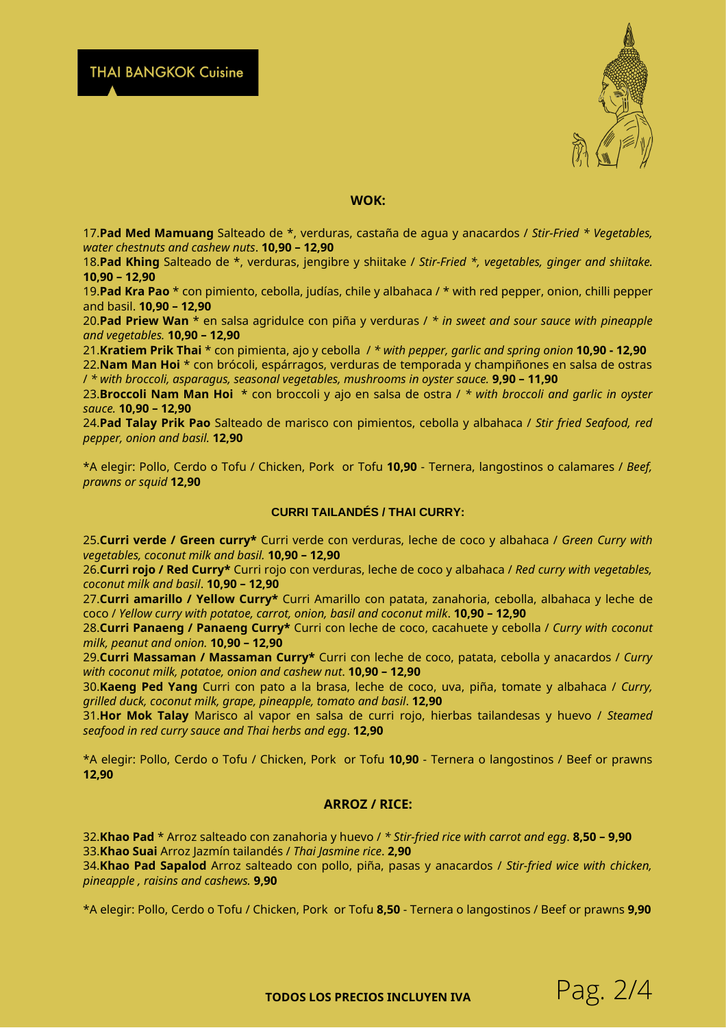THAI BANGKOK Cuisine

## WOK:

17.**Pad Med Mamuang** Salteado de *, verduras, castaña de agua y anacardos / *Stir-Fried * Vegetables, water chestnuts and cashew nuts*. **10,90 – 12,90**

18.**Pad Khing** Salteado de *, verduras, jengibre y shiitake / *Stir-Fried *, vegetables, ginger and shiitake.* **10,90 – 12,90**

19.**Pad Kra Pao** * con pimiento, cebolla, judías, chile y albahaca / * with red pepper, onion, chilli pepper and basil. **10,90 – 12,90**

20.**Pad Priew Wan** * en salsa agridulce con piña y verduras / * *in sweet and sour sauce with pineapple and vegetables.* **10,90 – 12,90**

21.**Kratiem Prik Thai** * con pimienta, ajo y cebolla / * *with pepper, garlic and spring onion* **10,90 - 12,90**

22.**Nam Man Hoi** * con brócoli, espárragos, verduras de temporada y champiñones en salsa de ostras / * *with broccoli, asparagus, seasonal vegetables, mushrooms in oyster sauce.* **9,90 – 11,90**

23.**Broccoli Nam Man Hoi** * con broccoli y ajo en salsa de ostra / * *with broccoli and garlic in oyster sauce.* **10,90 – 12,90**

24.**Pad Talay Prik Pao** Salteado de marisco con pimientos, cebolla y albahaca / *Stir fried Seafood, red pepper, onion and basil.* **12,90**

*A elegir: Pollo, Cerdo o Tofu / Chicken, Pork or Tofu **10,90** - Ternera, langostinos o calamares / *Beef, prawns or squid* **12,90**

## CURRI TAILANDÉS / THAI CURRY:

25.**Curri verde / Green curry*** Curri verde con verduras, leche de coco y albahaca / *Green Curry with vegetables, coconut milk and basil.* **10,90 – 12,90**

26.**Curri rojo / Red Curry*** Curri rojo con verduras, leche de coco y albahaca / *Red curry with vegetables, coconut milk and basil*. **10,90 – 12,90**

27.**Curri amarillo / Yellow Curry*** Curri Amarillo con patata, zanahoria, cebolla, albahaca y leche de coco / *Yellow curry with potatoe, carrot, onion, basil and coconut milk*. **10,90 – 12,90**

28.**Curri Panaeng / Panaeng Curry*** Curri con leche de coco, cacahuete y cebolla / *Curry with coconut milk, peanut and onion.* **10,90 – 12,90**

29.**Curri Massaman / Massaman Curry*** Curri con leche de coco, patata, cebolla y anacardos / *Curry with coconut milk, potatoe, onion and cashew nut*. **10,90 – 12,90**

30.**Kaeng Ped Yang** Curri con pato a la brasa, leche de coco, uva, piña, tomate y albahaca / *Curry, grilled duck, coconut milk, grape, pineapple, tomato and basil*. **12,90**

31.**Hor Mok Talay** Marisco al vapor en salsa de curri rojo, hierbas tailandesas y huevo / *Steamed seafood in red curry sauce and Thai herbs and egg*. **12,90**

*A elegir: Pollo, Cerdo o Tofu / Chicken, Pork or Tofu **10,90** - Ternera o langostinos / Beef or prawns **12,90**

## ARROZ / RICE:

32.**Khao Pad** * Arroz salteado con zanahoria y huevo / * *Stir-fried rice with carrot and egg*. **8,50 – 9,90**

33.**Khao Suai** Arroz Jazmín tailandés / *Thai Jasmine rice*. **2,90**

34.**Khao Pad Sapalod** Arroz salteado con pollo, piña, pasas y anacardos / *Stir-fried wice with chicken, pineapple , raisins and cashews.* **9,90**

*A elegir: Pollo, Cerdo o Tofu / Chicken, Pork or Tofu **8,50** - Ternera o langostinos / Beef or prawns **9,90**

**TODOS LOS PRECIOS INCLUYEN IVA**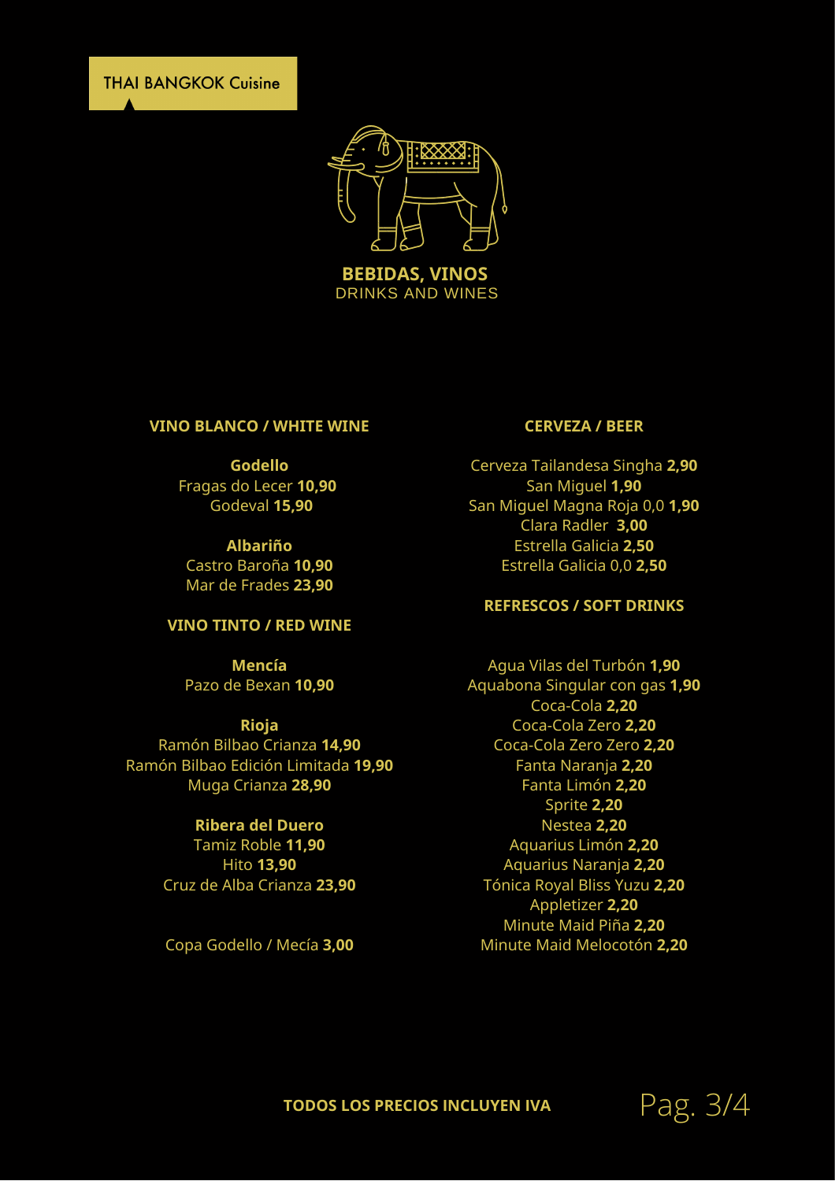THAI BANGKOK Cuisine

# BEBIDAS, VINOS

DRINKS AND WINES

## VINO BLANCO / WHITE WINE

**Godello**

Fragas do Lecer **10,90**

Godeval **15,90**

**Albariño**

Castro Baroña **10,90**

Mar de Frades **23,90**

## VINO TINTO / RED WINE

**Mencía**

Pazo de Bexan **10,90**

**Rioja**

Ramón Bilbao Crianza **14,90**

Ramón Bilbao Edición Limitada **19,90**

Muga Crianza **28,90**

**Ribera del Duero**

Tamiz Roble **11,90**

Hito **13,90**

Cruz de Alba Crianza **23,90**

Copa Godello / Mecía **3,00**

## CERVEZA / BEER

Cerveza Tailandesa Singha **2,90**

San Miguel **1,90**

San Miguel Magna Roja 0,0 **1,90**

Clara Radler **3,00**

Estrella Galicia **2,50**

Estrella Galicia 0,0 **2,50**

## REFRESCOS / SOFT DRINKS

Agua Vilas del Turbón **1,90**

Aquabona Singular con gas **1,90**

Coca-Cola **2,20**

Coca-Cola Zero **2,20**

Coca-Cola Zero Zero **2,20**

Fanta Naranja **2,20**

Fanta Limón **2,20**

Sprite **2,20**

Nestea **2,20**

Aquarius Limón **2,20**

Aquarius Naranja **2,20**

Tónica Royal Bliss Yuzu **2,20**

Appletizer **2,20**

Minute Maid Piña **2,20**

Minute Maid Melocotón **2,20**

**TODOS LOS PRECIOS INCLUYEN IVA**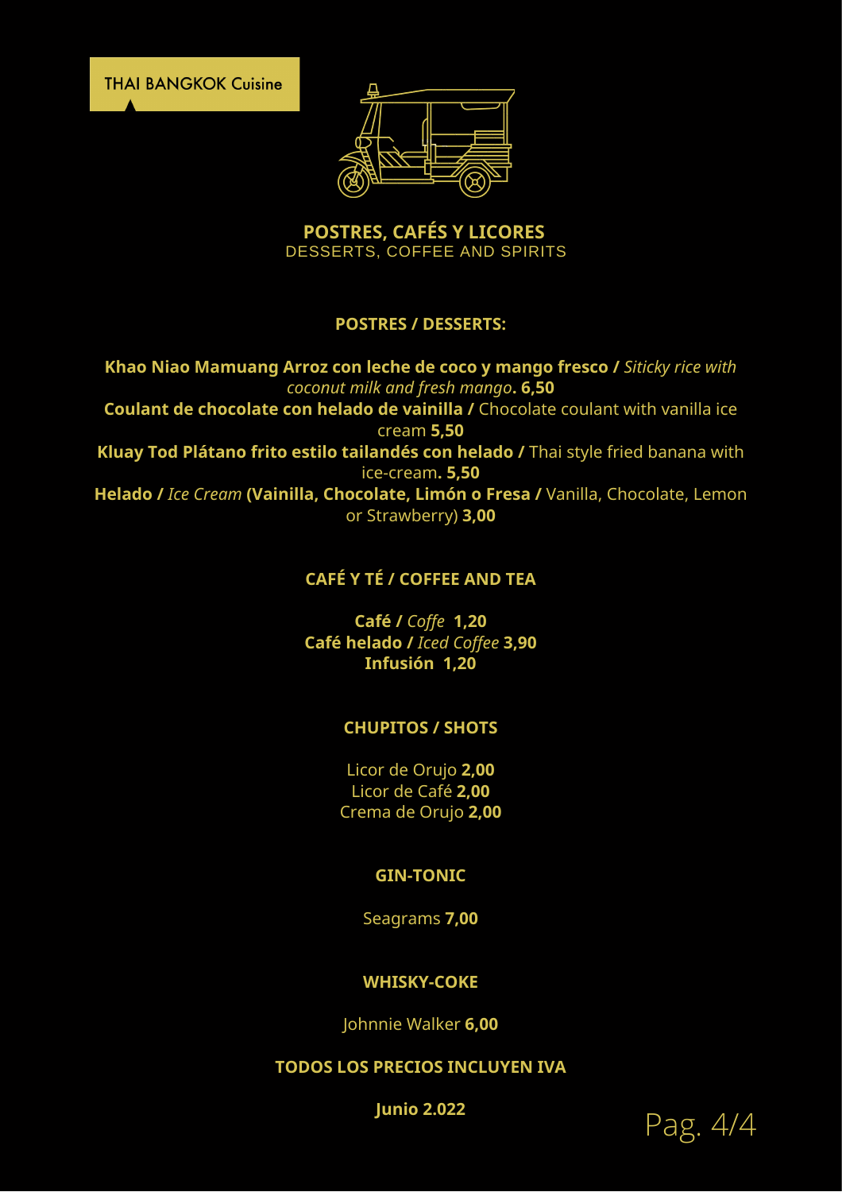THAI BANGKOK Cuisine

## POSTRES, CAFÉS Y LICORES
DESSERTS, COFFEE AND SPIRITS

### POSTRES / DESSERTS:

**Khao Niao Mamuang Arroz con leche de coco y mango fresco /** *Siticky rice with coconut milk and fresh mango*. **6,50**
**Coulant de chocolate con helado de vainilla /** Chocolate coulant with vanilla ice cream **5,50**
**Kluay Tod Plátano frito estilo tailandés con helado /** Thai style fried banana with ice-cream. **5,50**
**Helado /** *Ice Cream* **(Vainilla, Chocolate, Limón o Fresa /** Vanilla, Chocolate, Lemon or Strawberry) **3,00**

### CAFÉ Y TÉ / COFFEE AND TEA

**Café /** *Coffe* **1,20**
**Café helado /** *Iced Coffee* **3,90**
**Infusión 1,20**

### CHUPITOS / SHOTS

Licor de Orujo **2,00**
Licor de Café **2,00**
Crema de Orujo **2,00**

### GIN-TONIC

Seagrams **7,00**

### WHISKY-COKE

Johnnie Walker **6,00**

**TODOS LOS PRECIOS INCLUYEN IVA**

**Junio 2.022**